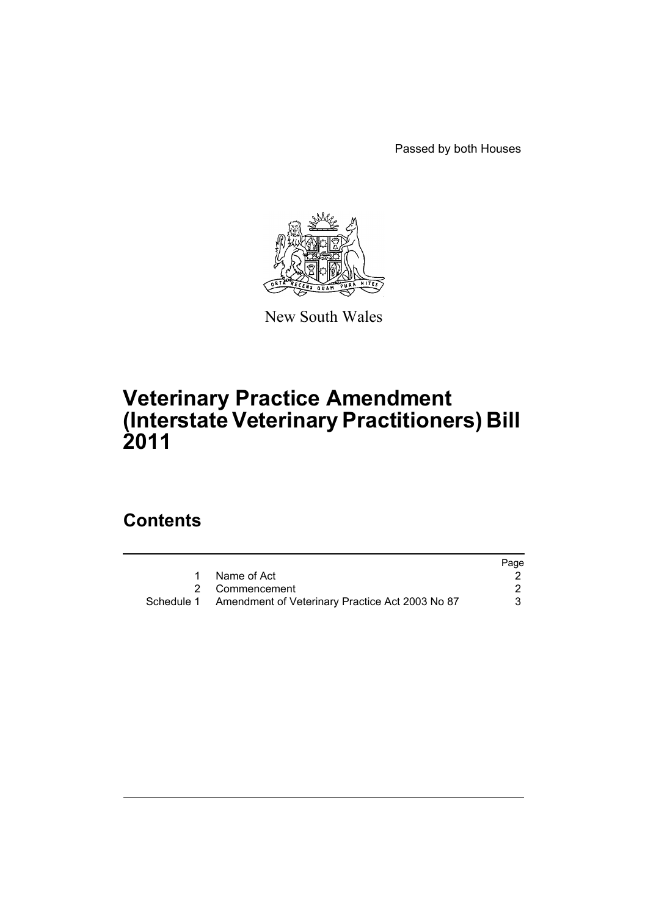Passed by both Houses

New South Wales

# Veterinary Practice Amendment (Interstate Veterinary Practitioners) Bill 2011

## Contents

| | | Page |
|---|---|---|
| 1 | Name of Act | 2 |
| 2 | Commencement | 2 |
| Schedule 1 | Amendment of Veterinary Practice Act 2003 No 87 | 3 |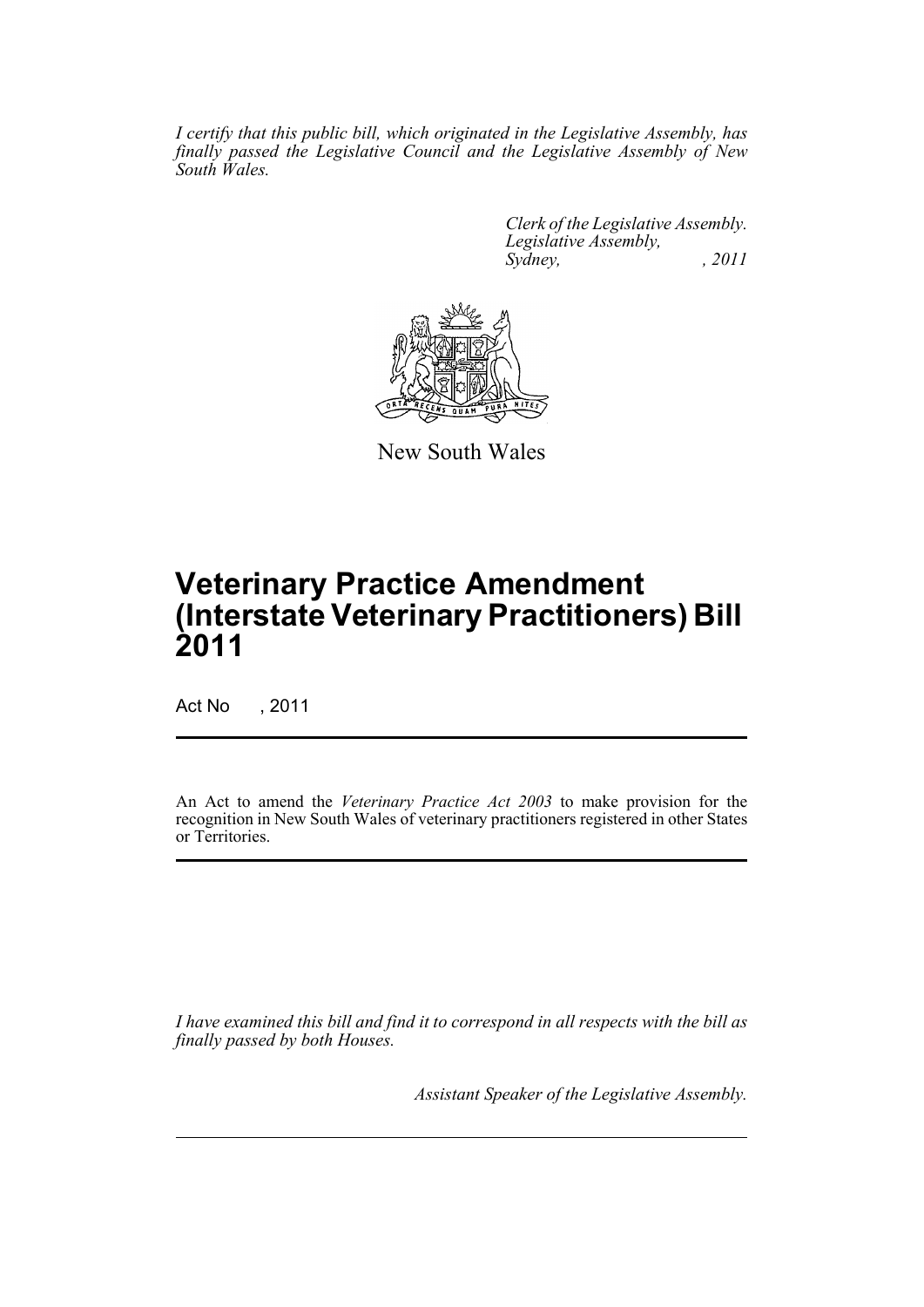*I certify that this public bill, which originated in the Legislative Assembly, has finally passed the Legislative Council and the Legislative Assembly of New South Wales.*

*Clerk of the Legislative Assembly.*
*Legislative Assembly,*
*Sydney, , 2011*

New South Wales

# Veterinary Practice Amendment (Interstate Veterinary Practitioners) Bill 2011

Act No , 2011

An Act to amend the *Veterinary Practice Act 2003* to make provision for the recognition in New South Wales of veterinary practitioners registered in other States or Territories.

*I have examined this bill and find it to correspond in all respects with the bill as finally passed by both Houses.*

*Assistant Speaker of the Legislative Assembly.*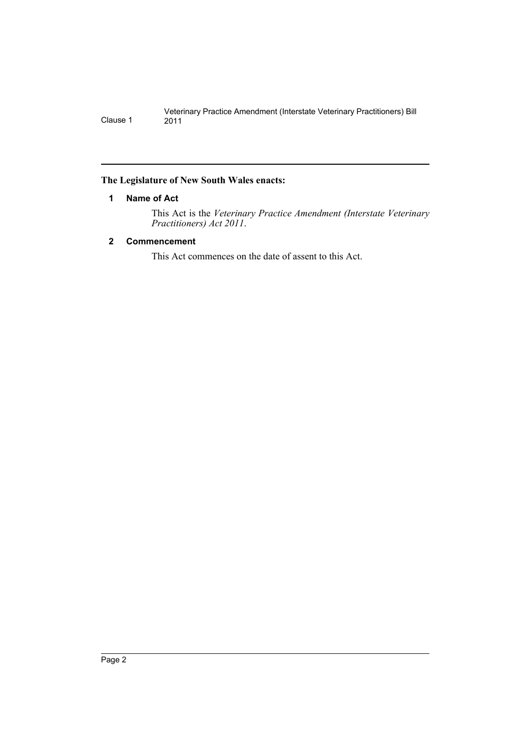**The Legislature of New South Wales enacts:**

### 1 Name of Act

This Act is the *Veterinary Practice Amendment (Interstate Veterinary Practitioners) Act 2011*.

### 2 Commencement

This Act commences on the date of assent to this Act.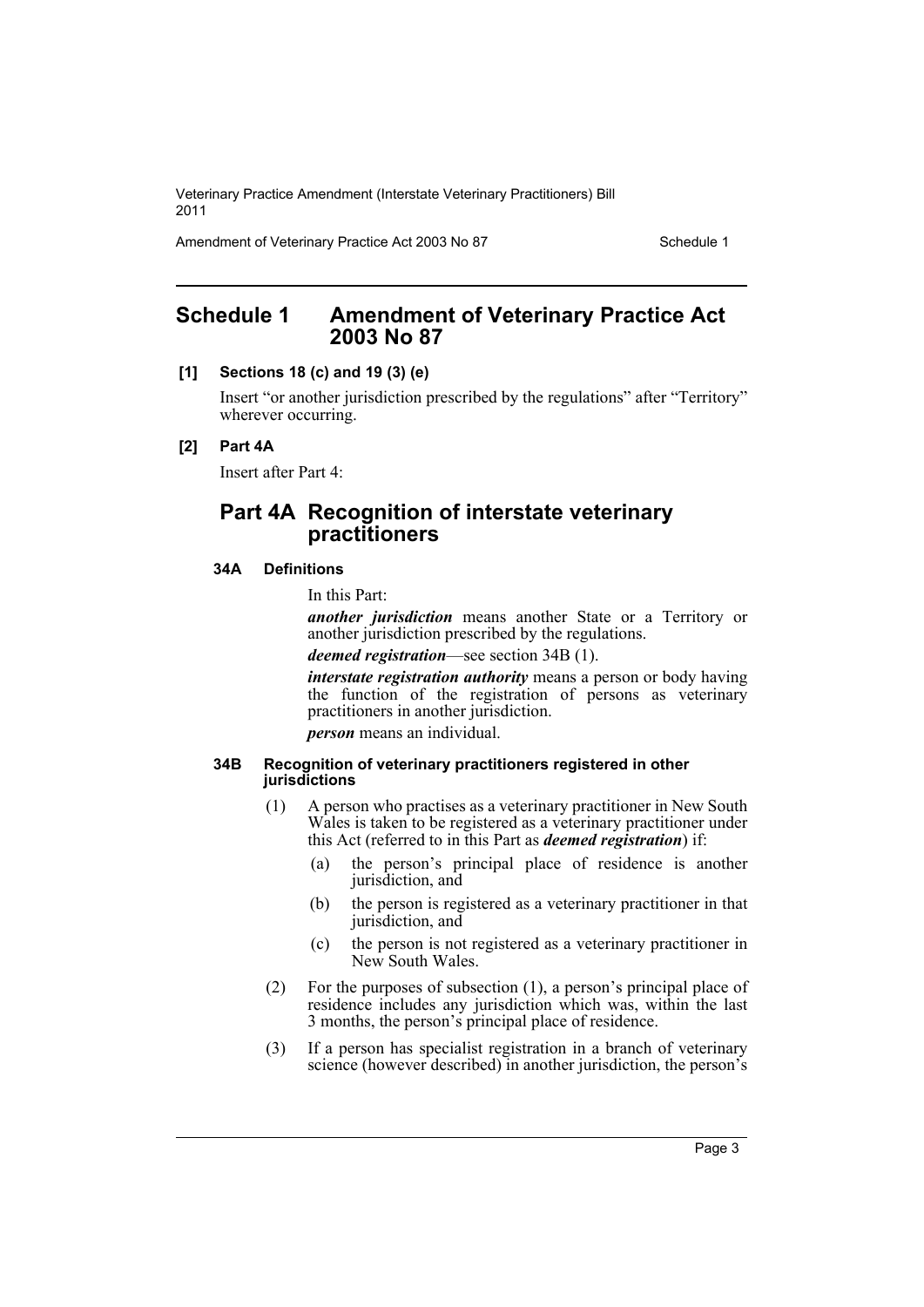# Schedule 1 Amendment of Veterinary Practice Act 2003 No 87

**[1] Sections 18 (c) and 19 (3) (e)**

Insert "or another jurisdiction prescribed by the regulations" after "Territory" wherever occurring.

**[2] Part 4A**

Insert after Part 4:

## Part 4A Recognition of interstate veterinary practitioners

### 34A Definitions

In this Part:

***another jurisdiction*** means another State or a Territory or another jurisdiction prescribed by the regulations.

***deemed registration***—see section 34B (1).

***interstate registration authority*** means a person or body having the function of the registration of persons as veterinary practitioners in another jurisdiction.

***person*** means an individual.

### 34B Recognition of veterinary practitioners registered in other jurisdictions

(1) A person who practises as a veterinary practitioner in New South Wales is taken to be registered as a veterinary practitioner under this Act (referred to in this Part as ***deemed registration***) if:

- (a) the person's principal place of residence is another jurisdiction, and
- (b) the person is registered as a veterinary practitioner in that jurisdiction, and
- (c) the person is not registered as a veterinary practitioner in New South Wales.

(2) For the purposes of subsection (1), a person's principal place of residence includes any jurisdiction which was, within the last 3 months, the person's principal place of residence.

(3) If a person has specialist registration in a branch of veterinary science (however described) in another jurisdiction, the person's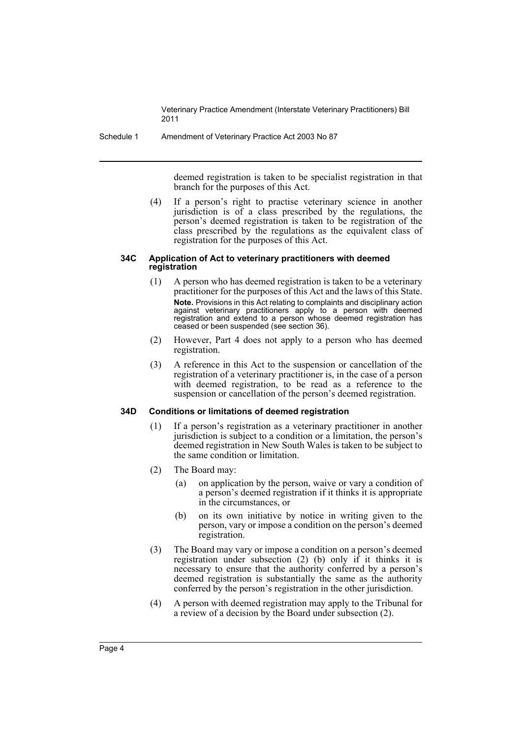deemed registration is taken to be specialist registration in that branch for the purposes of this Act.

(4) If a person's right to practise veterinary science in another jurisdiction is of a class prescribed by the regulations, the person's deemed registration is taken to be registration of the class prescribed by the regulations as the equivalent class of registration for the purposes of this Act.

#### 34C Application of Act to veterinary practitioners with deemed registration

(1) A person who has deemed registration is taken to be a veterinary practitioner for the purposes of this Act and the laws of this State.

**Note.** Provisions in this Act relating to complaints and disciplinary action against veterinary practitioners apply to a person with deemed registration and extend to a person whose deemed registration has ceased or been suspended (see section 36).

(2) However, Part 4 does not apply to a person who has deemed registration.

(3) A reference in this Act to the suspension or cancellation of the registration of a veterinary practitioner is, in the case of a person with deemed registration, to be read as a reference to the suspension or cancellation of the person's deemed registration.

#### 34D Conditions or limitations of deemed registration

(1) If a person's registration as a veterinary practitioner in another jurisdiction is subject to a condition or a limitation, the person's deemed registration in New South Wales is taken to be subject to the same condition or limitation.

(2) The Board may:

(a) on application by the person, waive or vary a condition of a person's deemed registration if it thinks it is appropriate in the circumstances, or

(b) on its own initiative by notice in writing given to the person, vary or impose a condition on the person's deemed registration.

(3) The Board may vary or impose a condition on a person's deemed registration under subsection (2) (b) only if it thinks it is necessary to ensure that the authority conferred by a person's deemed registration is substantially the same as the authority conferred by the person's registration in the other jurisdiction.

(4) A person with deemed registration may apply to the Tribunal for a review of a decision by the Board under subsection (2).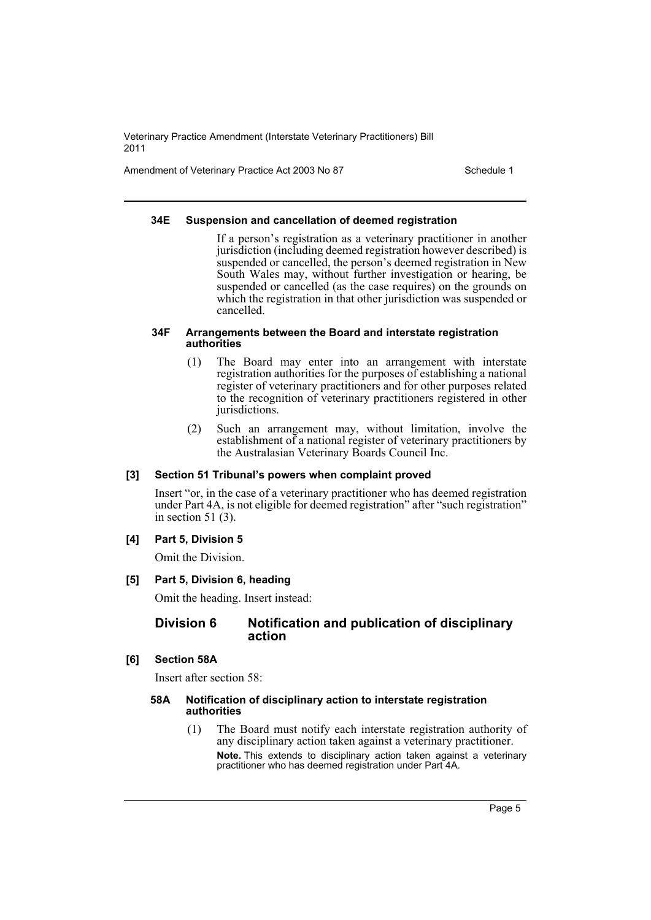#### 34E Suspension and cancellation of deemed registration

If a person's registration as a veterinary practitioner in another jurisdiction (including deemed registration however described) is suspended or cancelled, the person's deemed registration in New South Wales may, without further investigation or hearing, be suspended or cancelled (as the case requires) on the grounds on which the registration in that other jurisdiction was suspended or cancelled.

#### 34F Arrangements between the Board and interstate registration authorities

(1) The Board may enter into an arrangement with interstate registration authorities for the purposes of establishing a national register of veterinary practitioners and for other purposes related to the recognition of veterinary practitioners registered in other jurisdictions.

(2) Such an arrangement may, without limitation, involve the establishment of a national register of veterinary practitioners by the Australasian Veterinary Boards Council Inc.

### [3] Section 51 Tribunal's powers when complaint proved

Insert "or, in the case of a veterinary practitioner who has deemed registration under Part 4A, is not eligible for deemed registration" after "such registration" in section 51 (3).

### [4] Part 5, Division 5

Omit the Division.

### [5] Part 5, Division 6, heading

Omit the heading. Insert instead:

## Division 6 Notification and publication of disciplinary action

### [6] Section 58A

Insert after section 58:

#### 58A Notification of disciplinary action to interstate registration authorities

(1) The Board must notify each interstate registration authority of any disciplinary action taken against a veterinary practitioner.

**Note.** This extends to disciplinary action taken against a veterinary practitioner who has deemed registration under Part 4A.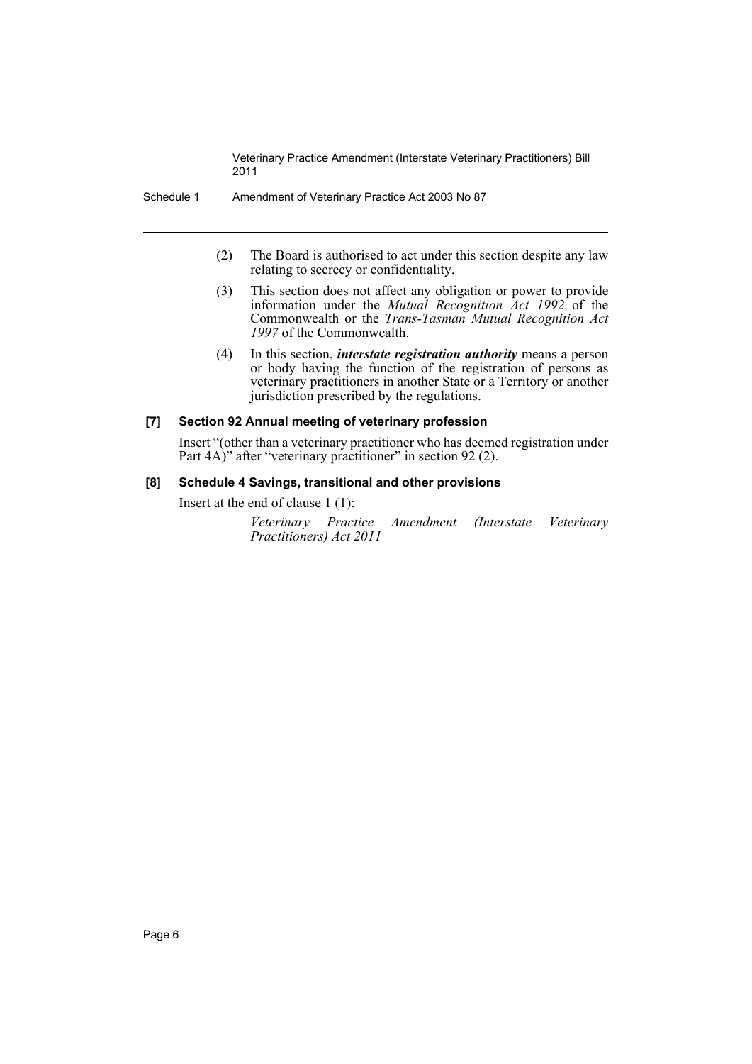(2) The Board is authorised to act under this section despite any law relating to secrecy or confidentiality.

(3) This section does not affect any obligation or power to provide information under the *Mutual Recognition Act 1992* of the Commonwealth or the *Trans-Tasman Mutual Recognition Act 1997* of the Commonwealth.

(4) In this section, ***interstate registration authority*** means a person or body having the function of the registration of persons as veterinary practitioners in another State or a Territory or another jurisdiction prescribed by the regulations.

### [7] Section 92 Annual meeting of veterinary profession

Insert "(other than a veterinary practitioner who has deemed registration under Part 4A)" after "veterinary practitioner" in section 92 (2).

### [8] Schedule 4 Savings, transitional and other provisions

Insert at the end of clause 1 (1):

*Veterinary Practice Amendment (Interstate Veterinary Practitioners) Act 2011*